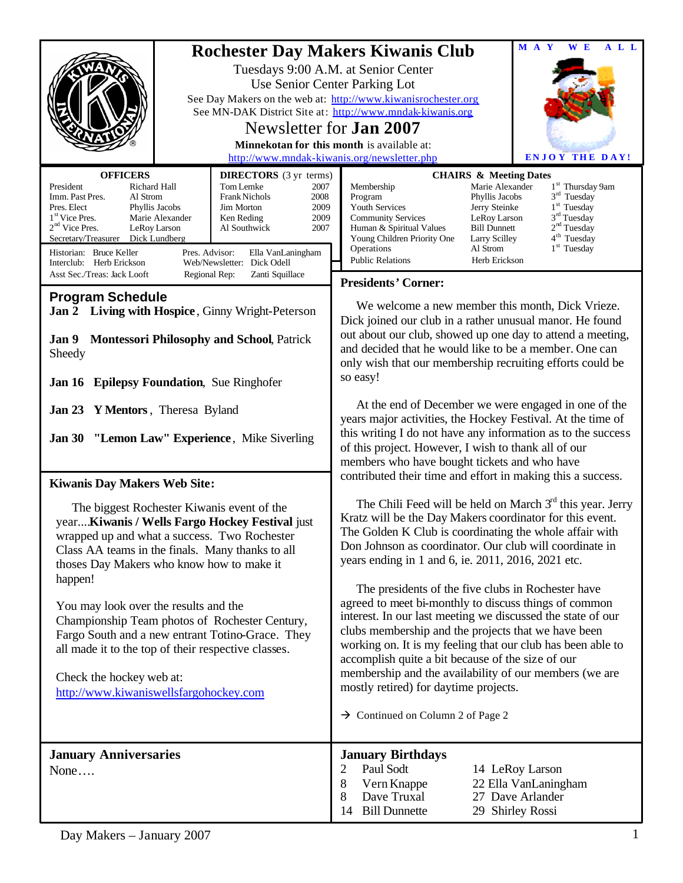# Rochester Day Makers Kiwanis Club

Tuesdays 9:00 A.M. at Senior Center
Use Senior Center Parking Lot
See Day Makers on the web at: http://www.kiwanisrochester.org
See MN-DAK District Site at: http://www.mndak-kiwanis.org

## Newsletter for Jan 2007

**Minnekotan for this month** is available at:
http://www.mndak-kiwanis.org/newsletter.php

MAY WE ALL ENJOY THE DAY!

**OFFICERS**

| | |
|---|---|
| President | Richard Hall |
| Imm. Past Pres. | Al Strom |
| Pres. Elect | Phyllis Jacobs |
| 1st Vice Pres. | Marie Alexander |
| 2nd Vice Pres. | LeRoy Larson |
| Secretary/Treasurer | Dick Lundberg |
| Historian: | Bruce Keller |
| Interclub: | Herb Erickson |
| Asst Sec./Treas: | Jack Looft |
| Pres. Advisor: | Ella VanLaningham |
| Web/Newsletter: | Dick Odell |
| Regional Rep: | Zanti Squillace |

**DIRECTORS** (3 yr terms)

| | |
|---|---|
| Tom Lemke | 2007 |
| Frank Nichols | 2008 |
| Jim Morton | 2009 |
| Ken Reding | 2009 |
| Al Southwick | 2007 |

**CHAIRS & Meeting Dates**

| | | |
|---|---|---|
| Membership | Marie Alexander | 1st Thursday 9am |
| Program | Phyllis Jacobs | 3rd Tuesday |
| Youth Services | Jerry Steinke | 1st Tuesday |
| Community Services | LeRoy Larson | 3rd Tuesday |
| Human & Spiritual Values | Bill Dunnett | 2nd Tuesday |
| Young Children Priority One | Larry Scilley | 4th Tuesday |
| Operations | Al Strom | 1st Tuesday |
| Public Relations | Herb Erickson | |

## Program Schedule

**Jan 2 Living with Hospice**, Ginny Wright-Peterson

**Jan 9 Montessori Philosophy and School**, Patrick Sheedy

**Jan 16 Epilepsy Foundation**, Sue Ringhofer

**Jan 23 Y Mentors**, Theresa Byland

**Jan 30 "Lemon Law" Experience**, Mike Siverling

## Kiwanis Day Makers Web Site:

The biggest Rochester Kiwanis event of the year....**Kiwanis / Wells Fargo Hockey Festival** just wrapped up and what a success. Two Rochester Class AA teams in the finals. Many thanks to all thoses Day Makers who know how to make it happen!

You may look over the results and the Championship Team photos of Rochester Century, Fargo South and a new entrant Totino-Grace. They all made it to the top of their respective classes.

Check the hockey web at:
http://www.kiwaniswellsfargohockey.com

## Presidents' Corner:

We welcome a new member this month, Dick Vrieze. Dick joined our club in a rather unusual manor. He found out about our club, showed up one day to attend a meeting, and decided that he would like to be a member. One can only wish that our membership recruiting efforts could be so easy!

At the end of December we were engaged in one of the years major activities, the Hockey Festival. At the time of this writing I do not have any information as to the success of this project. However, I wish to thank all of our members who have bought tickets and who have contributed their time and effort in making this a success.

The Chili Feed will be held on March 3rd this year. Jerry Kratz will be the Day Makers coordinator for this event. The Golden K Club is coordinating the whole affair with Don Johnson as coordinator. Our club will coordinate in years ending in 1 and 6, ie. 2011, 2016, 2021 etc.

The presidents of the five clubs in Rochester have agreed to meet bi-monthly to discuss things of common interest. In our last meeting we discussed the state of our clubs membership and the projects that we have been working on. It is my feeling that our club has been able to accomplish quite a bit because of the size of our membership and the availability of our members (we are mostly retired) for daytime projects.

→ Continued on Column 2 of Page 2

## January Anniversaries

None….

## January Birthdays

| | | | |
|---|---|---|---|
| 2 | Paul Sodt | 14 | LeRoy Larson |
| 8 | Vern Knappe | 22 | Ella VanLaningham |
| 8 | Dave Truxal | 27 | Dave Arlander |
| 14 | Bill Dunnette | 29 | Shirley Rossi |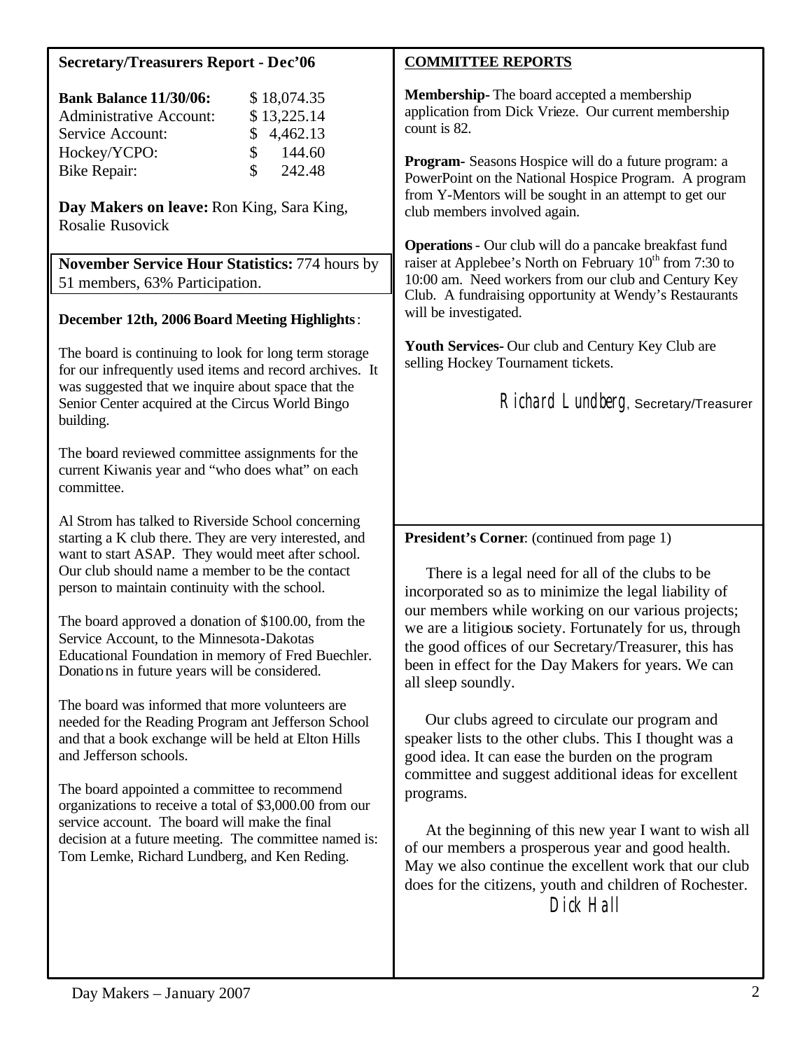## Secretary/Treasurers Report - Dec'06

| | |
|---|---|
| **Bank Balance 11/30/06:** | $ 18,074.35 |
| Administrative Account: | $ 13,225.14 |
| Service Account: | $ 4,462.13 |
| Hockey/YCPO: | $ 144.60 |
| Bike Repair: | $ 242.48 |

**Day Makers on leave:** Ron King, Sara King, Rosalie Rusovick

**November Service Hour Statistics:** 774 hours by 51 members, 63% Participation.

### December 12th, 2006 Board Meeting Highlights:

The board is continuing to look for long term storage for our infrequently used items and record archives. It was suggested that we inquire about space that the Senior Center acquired at the Circus World Bingo building.

The board reviewed committee assignments for the current Kiwanis year and "who does what" on each committee.

Al Strom has talked to Riverside School concerning starting a K club there. They are very interested, and want to start ASAP. They would meet after school. Our club should name a member to be the contact person to maintain continuity with the school.

The board approved a donation of $100.00, from the Service Account, to the Minnesota-Dakotas Educational Foundation in memory of Fred Buechler. Donations in future years will be considered.

The board was informed that more volunteers are needed for the Reading Program ant Jefferson School and that a book exchange will be held at Elton Hills and Jefferson schools.

The board appointed a committee to recommend organizations to receive a total of $3,000.00 from our service account. The board will make the final decision at a future meeting. The committee named is: Tom Lemke, Richard Lundberg, and Ken Reding.

## COMMITTEE REPORTS

**Membership-** The board accepted a membership application from Dick Vrieze. Our current membership count is 82.

**Program-** Seasons Hospice will do a future program: a PowerPoint on the National Hospice Program. A program from Y-Mentors will be sought in an attempt to get our club members involved again.

**Operations** - Our club will do a pancake breakfast fund raiser at Applebee's North on February 10th from 7:30 to 10:00 am. Need workers from our club and Century Key Club. A fundraising opportunity at Wendy's Restaurants will be investigated.

**Youth Services-** Our club and Century Key Club are selling Hockey Tournament tickets.

*Richard Lundberg*, Secretary/Treasurer

**President's Corner**: (continued from page 1)

There is a legal need for all of the clubs to be incorporated so as to minimize the legal liability of our members while working on our various projects; we are a litigious society. Fortunately for us, through the good offices of our Secretary/Treasurer, this has been in effect for the Day Makers for years. We can all sleep soundly.

Our clubs agreed to circulate our program and speaker lists to the other clubs. This I thought was a good idea. It can ease the burden on the program committee and suggest additional ideas for excellent programs.

At the beginning of this new year I want to wish all of our members a prosperous year and good health. May we also continue the excellent work that our club does for the citizens, youth and children of Rochester.

*Dick Hall*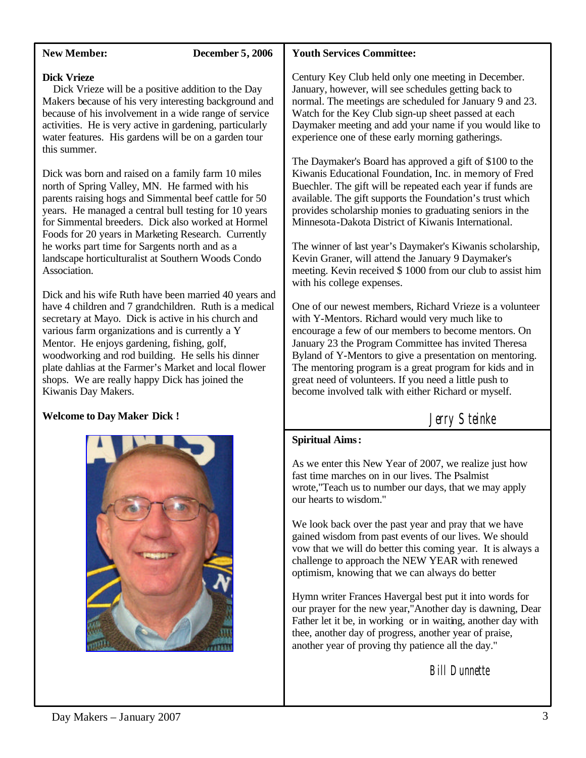**New Member:** **December 5, 2006**

**Dick Vrieze**

Dick Vrieze will be a positive addition to the Day Makers because of his very interesting background and because of his involvement in a wide range of service activities. He is very active in gardening, particularly water features. His gardens will be on a garden tour this summer.

Dick was born and raised on a family farm 10 miles north of Spring Valley, MN. He farmed with his parents raising hogs and Simmental beef cattle for 50 years. He managed a central bull testing for 10 years for Simmental breeders. Dick also worked at Hormel Foods for 20 years in Marketing Research. Currently he works part time for Sargents north and as a landscape horticulturalist at Southern Woods Condo Association.

Dick and his wife Ruth have been married 40 years and have 4 children and 7 grandchildren. Ruth is a medical secretary at Mayo. Dick is active in his church and various farm organizations and is currently a Y Mentor. He enjoys gardening, fishing, golf, woodworking and rod building. He sells his dinner plate dahlias at the Farmer's Market and local flower shops. We are really happy Dick has joined the Kiwanis Day Makers.

**Welcome to Day Maker Dick !**

**Youth Services Committee:**

Century Key Club held only one meeting in December. January, however, will see schedules getting back to normal. The meetings are scheduled for January 9 and 23. Watch for the Key Club sign-up sheet passed at each Daymaker meeting and add your name if you would like to experience one of these early morning gatherings.

The Daymaker's Board has approved a gift of $100 to the Kiwanis Educational Foundation, Inc. in memory of Fred Buechler. The gift will be repeated each year if funds are available. The gift supports the Foundation's trust which provides scholarship monies to graduating seniors in the Minnesota-Dakota District of Kiwanis International.

The winner of last year's Daymaker's Kiwanis scholarship, Kevin Graner, will attend the January 9 Daymaker's meeting. Kevin received $ 1000 from our club to assist him with his college expenses.

One of our newest members, Richard Vrieze is a volunteer with Y-Mentors. Richard would very much like to encourage a few of our members to become mentors. On January 23 the Program Committee has invited Theresa Byland of Y-Mentors to give a presentation on mentoring. The mentoring program is a great program for kids and in great need of volunteers. If you need a little push to become involved talk with either Richard or myself.

*Jerry Steinke*

**Spiritual Aims:**

As we enter this New Year of 2007, we realize just how fast time marches on in our lives. The Psalmist wrote,"Teach us to number our days, that we may apply our hearts to wisdom."

We look back over the past year and pray that we have gained wisdom from past events of our lives. We should vow that we will do better this coming year. It is always a challenge to approach the NEW YEAR with renewed optimism, knowing that we can always do better

Hymn writer Frances Havergal best put it into words for our prayer for the new year,"Another day is dawning, Dear Father let it be, in working or in waiting, another day with thee, another day of progress, another year of praise, another year of proving thy patience all the day."

*Bill Dunnette*